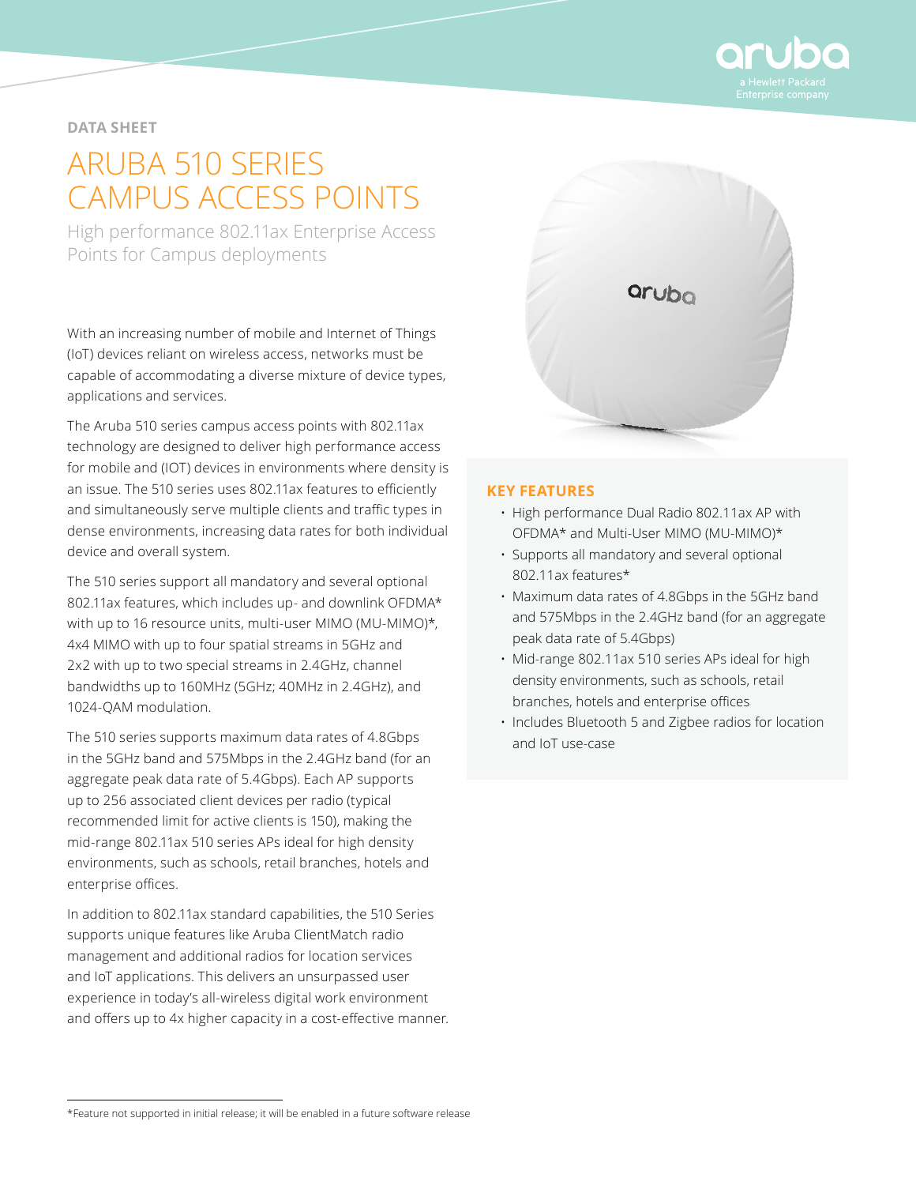DATA SHEET

# ARUBA 510 SERIES CAMPUS ACCESS POINTS

High performance 802.11ax Enterprise Access Points for Campus deployments

With an increasing number of mobile and Internet of Things (IoT) devices reliant on wireless access, networks must be capable of accommodating a diverse mixture of device types, applications and services.

The Aruba 510 series campus access points with 802.11ax technology are designed to deliver high performance access for mobile and (IOT) devices in environments where density is an issue. The 510 series uses 802.11ax features to efficiently and simultaneously serve multiple clients and traffic types in dense environments, increasing data rates for both individual device and overall system.

The 510 series support all mandatory and several optional 802.11ax features, which includes up- and downlink OFDMA* with up to 16 resource units, multi-user MIMO (MU-MIMO)*, 4x4 MIMO with up to four spatial streams in 5GHz and 2x2 with up to two special streams in 2.4GHz, channel bandwidths up to 160MHz (5GHz; 40MHz in 2.4GHz), and 1024-QAM modulation.

The 510 series supports maximum data rates of 4.8Gbps in the 5GHz band and 575Mbps in the 2.4GHz band (for an aggregate peak data rate of 5.4Gbps). Each AP supports up to 256 associated client devices per radio (typical recommended limit for active clients is 150), making the mid-range 802.11ax 510 series APs ideal for high density environments, such as schools, retail branches, hotels and enterprise offices.

In addition to 802.11ax standard capabilities, the 510 Series supports unique features like Aruba ClientMatch radio management and additional radios for location services and IoT applications. This delivers an unsurpassed user experience in today's all-wireless digital work environment and offers up to 4x higher capacity in a cost-effective manner.

## KEY FEATURES

- High performance Dual Radio 802.11ax AP with OFDMA* and Multi-User MIMO (MU-MIMO)*
- Supports all mandatory and several optional 802.11ax features*
- Maximum data rates of 4.8Gbps in the 5GHz band and 575Mbps in the 2.4GHz band (for an aggregate peak data rate of 5.4Gbps)
- Mid-range 802.11ax 510 series APs ideal for high density environments, such as schools, retail branches, hotels and enterprise offices
- Includes Bluetooth 5 and Zigbee radios for location and IoT use-case

*Feature not supported in initial release; it will be enabled in a future software release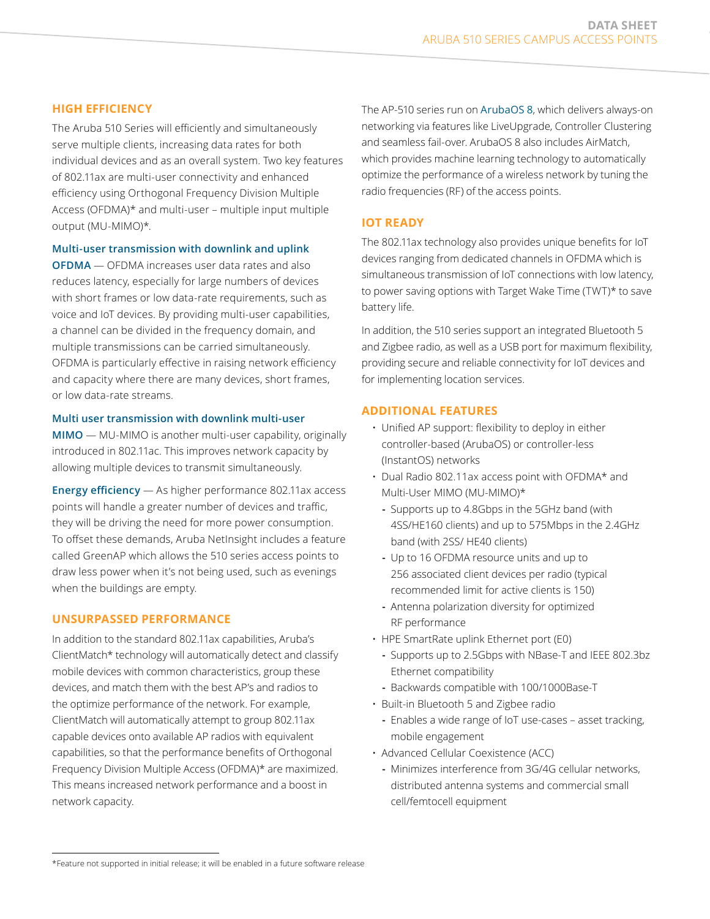## HIGH EFFICIENCY

The Aruba 510 Series will efficiently and simultaneously serve multiple clients, increasing data rates for both individual devices and as an overall system. Two key features of 802.11ax are multi-user connectivity and enhanced efficiency using Orthogonal Frequency Division Multiple Access (OFDMA)* and multi-user – multiple input multiple output (MU-MIMO)*.

**Multi-user transmission with downlink and uplink OFDMA** — OFDMA increases user data rates and also reduces latency, especially for large numbers of devices with short frames or low data-rate requirements, such as voice and IoT devices. By providing multi-user capabilities, a channel can be divided in the frequency domain, and multiple transmissions can be carried simultaneously. OFDMA is particularly effective in raising network efficiency and capacity where there are many devices, short frames, or low data-rate streams.

**Multi user transmission with downlink multi-user MIMO** — MU-MIMO is another multi-user capability, originally introduced in 802.11ac. This improves network capacity by allowing multiple devices to transmit simultaneously.

**Energy efficiency** — As higher performance 802.11ax access points will handle a greater number of devices and traffic, they will be driving the need for more power consumption. To offset these demands, Aruba NetInsight includes a feature called GreenAP which allows the 510 series access points to draw less power when it's not being used, such as evenings when the buildings are empty.

## UNSURPASSED PERFORMANCE

In addition to the standard 802.11ax capabilities, Aruba's ClientMatch* technology will automatically detect and classify mobile devices with common characteristics, group these devices, and match them with the best AP's and radios to the optimize performance of the network. For example, ClientMatch will automatically attempt to group 802.11ax capable devices onto available AP radios with equivalent capabilities, so that the performance benefits of Orthogonal Frequency Division Multiple Access (OFDMA)* are maximized. This means increased network performance and a boost in network capacity.

The AP-510 series run on ArubaOS 8, which delivers always-on networking via features like LiveUpgrade, Controller Clustering and seamless fail-over. ArubaOS 8 also includes AirMatch, which provides machine learning technology to automatically optimize the performance of a wireless network by tuning the radio frequencies (RF) of the access points.

## IOT READY

The 802.11ax technology also provides unique benefits for IoT devices ranging from dedicated channels in OFDMA which is simultaneous transmission of IoT connections with low latency, to power saving options with Target Wake Time (TWT)* to save battery life.

In addition, the 510 series support an integrated Bluetooth 5 and Zigbee radio, as well as a USB port for maximum flexibility, providing secure and reliable connectivity for IoT devices and for implementing location services.

## ADDITIONAL FEATURES

- Unified AP support: flexibility to deploy in either controller-based (ArubaOS) or controller-less (InstantOS) networks
- Dual Radio 802.11ax access point with OFDMA* and Multi-User MIMO (MU-MIMO)*
  - Supports up to 4.8Gbps in the 5GHz band (with 4SS/HE160 clients) and up to 575Mbps in the 2.4GHz band (with 2SS/ HE40 clients)
  - Up to 16 OFDMA resource units and up to 256 associated client devices per radio (typical recommended limit for active clients is 150)
  - Antenna polarization diversity for optimized RF performance
- HPE SmartRate uplink Ethernet port (E0)
  - Supports up to 2.5Gbps with NBase-T and IEEE 802.3bz Ethernet compatibility
  - Backwards compatible with 100/1000Base-T
- Built-in Bluetooth 5 and Zigbee radio
  - Enables a wide range of IoT use-cases – asset tracking, mobile engagement
- Advanced Cellular Coexistence (ACC)
  - Minimizes interference from 3G/4G cellular networks, distributed antenna systems and commercial small cell/femtocell equipment

*Feature not supported in initial release; it will be enabled in a future software release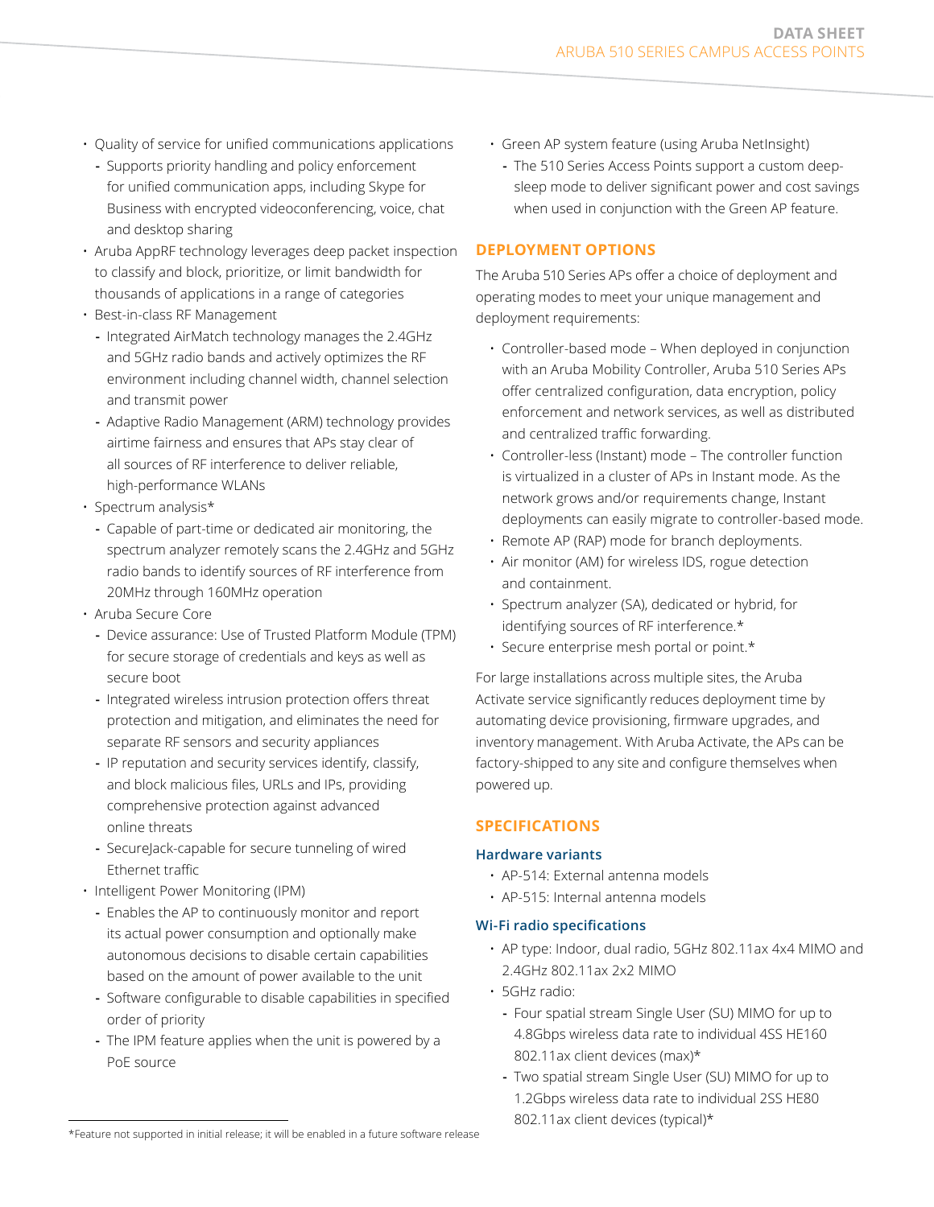- Quality of service for unified communications applications
  - Supports priority handling and policy enforcement for unified communication apps, including Skype for Business with encrypted videoconferencing, voice, chat and desktop sharing
- Aruba AppRF technology leverages deep packet inspection to classify and block, prioritize, or limit bandwidth for thousands of applications in a range of categories
- Best-in-class RF Management
  - Integrated AirMatch technology manages the 2.4GHz and 5GHz radio bands and actively optimizes the RF environment including channel width, channel selection and transmit power
  - Adaptive Radio Management (ARM) technology provides airtime fairness and ensures that APs stay clear of all sources of RF interference to deliver reliable, high-performance WLANs
- Spectrum analysis*
  - Capable of part-time or dedicated air monitoring, the spectrum analyzer remotely scans the 2.4GHz and 5GHz radio bands to identify sources of RF interference from 20MHz through 160MHz operation
- Aruba Secure Core
  - Device assurance: Use of Trusted Platform Module (TPM) for secure storage of credentials and keys as well as secure boot
  - Integrated wireless intrusion protection offers threat protection and mitigation, and eliminates the need for separate RF sensors and security appliances
  - IP reputation and security services identify, classify, and block malicious files, URLs and IPs, providing comprehensive protection against advanced online threats
  - SecureJack-capable for secure tunneling of wired Ethernet traffic
- Intelligent Power Monitoring (IPM)
  - Enables the AP to continuously monitor and report its actual power consumption and optionally make autonomous decisions to disable certain capabilities based on the amount of power available to the unit
  - Software configurable to disable capabilities in specified order of priority
  - The IPM feature applies when the unit is powered by a PoE source
- Green AP system feature (using Aruba NetInsight)
  - The 510 Series Access Points support a custom deep-sleep mode to deliver significant power and cost savings when used in conjunction with the Green AP feature.

## DEPLOYMENT OPTIONS

The Aruba 510 Series APs offer a choice of deployment and operating modes to meet your unique management and deployment requirements:

- Controller-based mode – When deployed in conjunction with an Aruba Mobility Controller, Aruba 510 Series APs offer centralized configuration, data encryption, policy enforcement and network services, as well as distributed and centralized traffic forwarding.
- Controller-less (Instant) mode – The controller function is virtualized in a cluster of APs in Instant mode. As the network grows and/or requirements change, Instant deployments can easily migrate to controller-based mode.
- Remote AP (RAP) mode for branch deployments.
- Air monitor (AM) for wireless IDS, rogue detection and containment.
- Spectrum analyzer (SA), dedicated or hybrid, for identifying sources of RF interference.*
- Secure enterprise mesh portal or point.*

For large installations across multiple sites, the Aruba Activate service significantly reduces deployment time by automating device provisioning, firmware upgrades, and inventory management. With Aruba Activate, the APs can be factory-shipped to any site and configure themselves when powered up.

## SPECIFICATIONS

### Hardware variants

- AP-514: External antenna models
- AP-515: Internal antenna models

### Wi-Fi radio specifications

- AP type: Indoor, dual radio, 5GHz 802.11ax 4x4 MIMO and 2.4GHz 802.11ax 2x2 MIMO
- 5GHz radio:
  - Four spatial stream Single User (SU) MIMO for up to 4.8Gbps wireless data rate to individual 4SS HE160 802.11ax client devices (max)*
  - Two spatial stream Single User (SU) MIMO for up to 1.2Gbps wireless data rate to individual 2SS HE80 802.11ax client devices (typical)*

*Feature not supported in initial release; it will be enabled in a future software release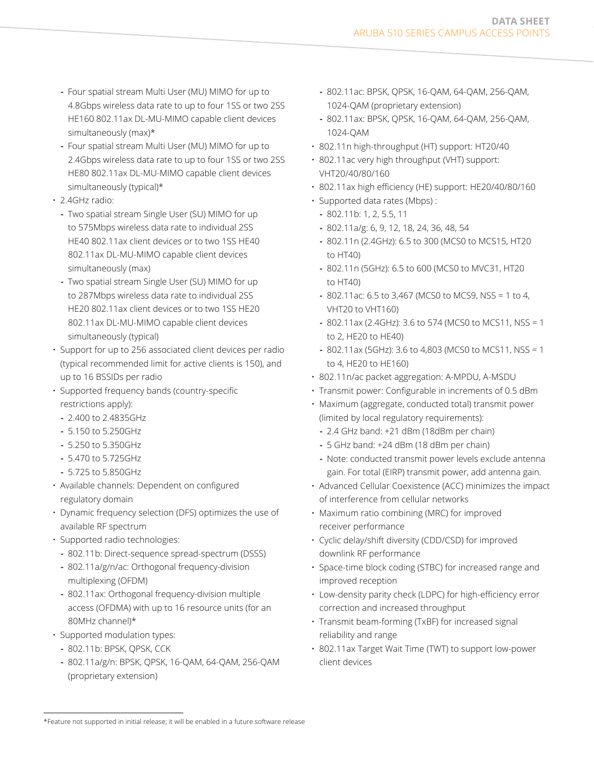- Four spatial stream Multi User (MU) MIMO for up to 4.8Gbps wireless data rate to up to four 1SS or two 2SS HE160 802.11ax DL-MU-MIMO capable client devices simultaneously (max)*
  - Four spatial stream Multi User (MU) MIMO for up to 2.4Gbps wireless data rate to up to four 1SS or two 2SS HE80 802.11ax DL-MU-MIMO capable client devices simultaneously (typical)*
- 2.4GHz radio:
  - Two spatial stream Single User (SU) MIMO for up to 575Mbps wireless data rate to individual 2SS HE40 802.11ax client devices or to two 1SS HE40 802.11ax DL-MU-MIMO capable client devices simultaneously (max)
  - Two spatial stream Single User (SU) MIMO for up to 287Mbps wireless data rate to individual 2SS HE20 802.11ax client devices or to two 1SS HE20 802.11ax DL-MU-MIMO capable client devices simultaneously (typical)
- Support for up to 256 associated client devices per radio (typical recommended limit for active clients is 150), and up to 16 BSSIDs per radio
- Supported frequency bands (country-specific restrictions apply):
  - 2.400 to 2.4835GHz
  - 5.150 to 5.250GHz
  - 5.250 to 5.350GHz
  - 5.470 to 5.725GHz
  - 5.725 to 5.850GHz
- Available channels: Dependent on configured regulatory domain
- Dynamic frequency selection (DFS) optimizes the use of available RF spectrum
- Supported radio technologies:
  - 802.11b: Direct-sequence spread-spectrum (DSSS)
  - 802.11a/g/n/ac: Orthogonal frequency-division multiplexing (OFDM)
  - 802.11ax: Orthogonal frequency-division multiple access (OFDMA) with up to 16 resource units (for an 80MHz channel)*
- Supported modulation types:
  - 802.11b: BPSK, QPSK, CCK
  - 802.11a/g/n: BPSK, QPSK, 16-QAM, 64-QAM, 256-QAM (proprietary extension)
  - 802.11ac: BPSK, QPSK, 16-QAM, 64-QAM, 256-QAM, 1024-QAM (proprietary extension)
  - 802.11ax: BPSK, QPSK, 16-QAM, 64-QAM, 256-QAM, 1024-QAM
- 802.11n high-throughput (HT) support: HT20/40
- 802.11ac very high throughput (VHT) support: VHT20/40/80/160
- 802.11ax high efficiency (HE) support: HE20/40/80/160
- Supported data rates (Mbps) :
  - 802.11b: 1, 2, 5.5, 11
  - 802.11a/g: 6, 9, 12, 18, 24, 36, 48, 54
  - 802.11n (2.4GHz): 6.5 to 300 (MCS0 to MCS15, HT20 to HT40)
  - 802.11n (5GHz): 6.5 to 600 (MCS0 to MVC31, HT20 to HT40)
  - 802.11ac: 6.5 to 3,467 (MCS0 to MCS9, NSS = 1 to 4, VHT20 to VHT160)
  - 802.11ax (2.4GHz): 3.6 to 574 (MCS0 to MCS11, NSS = 1 to 2, HE20 to HE40)
  - 802.11ax (5GHz): 3.6 to 4,803 (MCS0 to MCS11, NSS = 1 to 4, HE20 to HE160)
- 802.11n/ac packet aggregation: A-MPDU, A-MSDU
- Transmit power: Configurable in increments of 0.5 dBm
- Maximum (aggregate, conducted total) transmit power (limited by local regulatory requirements):
  - 2.4 GHz band: +21 dBm (18dBm per chain)
  - 5 GHz band: +24 dBm (18 dBm per chain)
  - Note: conducted transmit power levels exclude antenna gain. For total (EIRP) transmit power, add antenna gain.
- Advanced Cellular Coexistence (ACC) minimizes the impact of interference from cellular networks
- Maximum ratio combining (MRC) for improved receiver performance
- Cyclic delay/shift diversity (CDD/CSD) for improved downlink RF performance
- Space-time block coding (STBC) for increased range and improved reception
- Low-density parity check (LDPC) for high-efficiency error correction and increased throughput
- Transmit beam-forming (TxBF) for increased signal reliability and range
- 802.11ax Target Wait Time (TWT) to support low-power client devices

*Feature not supported in initial release; it will be enabled in a future software release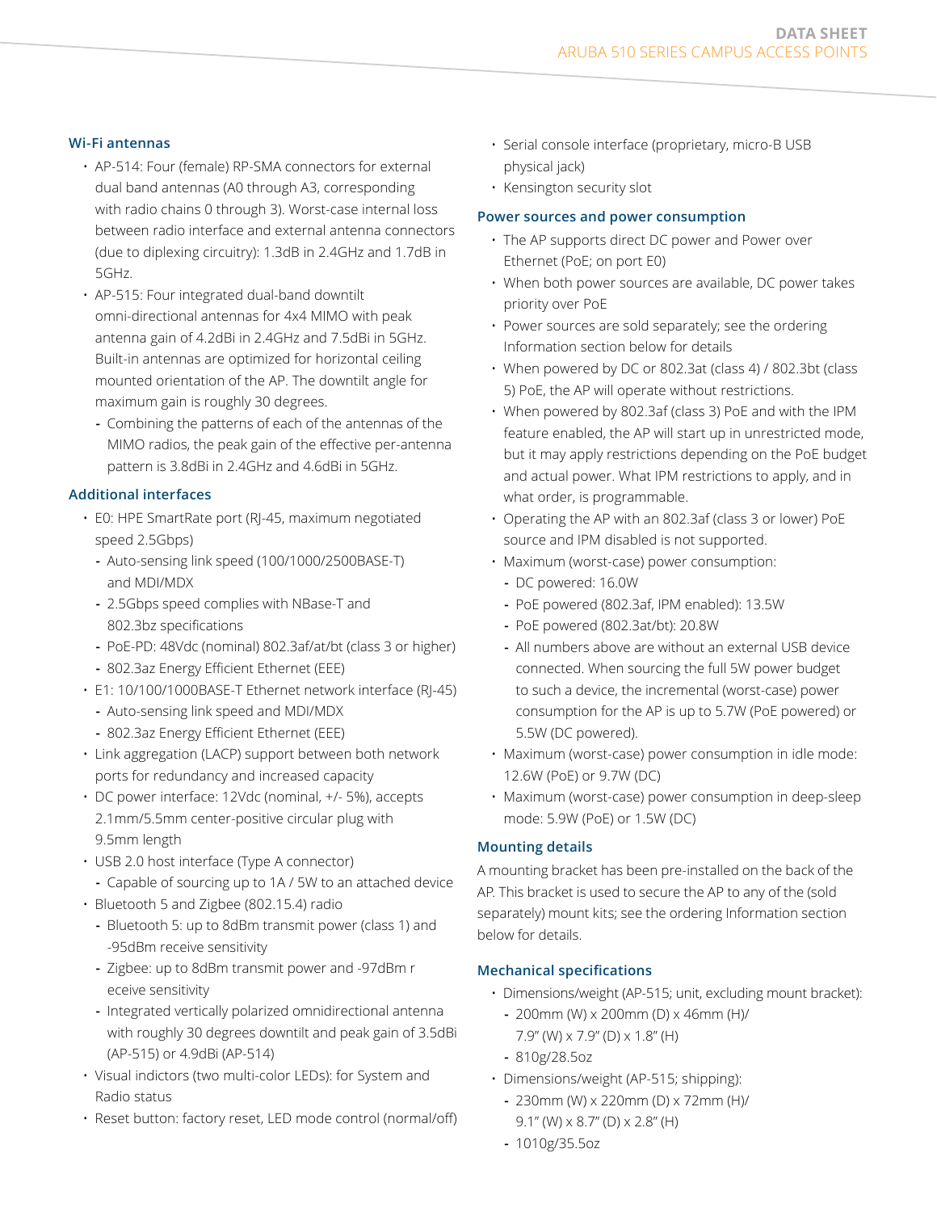### Wi-Fi antennas

- AP-514: Four (female) RP-SMA connectors for external dual band antennas (A0 through A3, corresponding with radio chains 0 through 3). Worst-case internal loss between radio interface and external antenna connectors (due to diplexing circuitry): 1.3dB in 2.4GHz and 1.7dB in 5GHz.
- AP-515: Four integrated dual-band downtilt omni-directional antennas for 4x4 MIMO with peak antenna gain of 4.2dBi in 2.4GHz and 7.5dBi in 5GHz. Built-in antennas are optimized for horizontal ceiling mounted orientation of the AP. The downtilt angle for maximum gain is roughly 30 degrees.
  - Combining the patterns of each of the antennas of the MIMO radios, the peak gain of the effective per-antenna pattern is 3.8dBi in 2.4GHz and 4.6dBi in 5GHz.

### Additional interfaces

- E0: HPE SmartRate port (RJ-45, maximum negotiated speed 2.5Gbps)
  - Auto-sensing link speed (100/1000/2500BASE-T) and MDI/MDX
  - 2.5Gbps speed complies with NBase-T and 802.3bz specifications
  - PoE-PD: 48Vdc (nominal) 802.3af/at/bt (class 3 or higher)
  - 802.3az Energy Efficient Ethernet (EEE)
- E1: 10/100/1000BASE-T Ethernet network interface (RJ-45)
  - Auto-sensing link speed and MDI/MDX
  - 802.3az Energy Efficient Ethernet (EEE)
- Link aggregation (LACP) support between both network ports for redundancy and increased capacity
- DC power interface: 12Vdc (nominal, +/- 5%), accepts 2.1mm/5.5mm center-positive circular plug with 9.5mm length
- USB 2.0 host interface (Type A connector)
  - Capable of sourcing up to 1A / 5W to an attached device
- Bluetooth 5 and Zigbee (802.15.4) radio
  - Bluetooth 5: up to 8dBm transmit power (class 1) and -95dBm receive sensitivity
  - Zigbee: up to 8dBm transmit power and -97dBm r eceive sensitivity
  - Integrated vertically polarized omnidirectional antenna with roughly 30 degrees downtilt and peak gain of 3.5dBi (AP-515) or 4.9dBi (AP-514)
- Visual indictors (two multi-color LEDs): for System and Radio status
- Reset button: factory reset, LED mode control (normal/off)
- Serial console interface (proprietary, micro-B USB physical jack)
- Kensington security slot

### Power sources and power consumption

- The AP supports direct DC power and Power over Ethernet (PoE; on port E0)
- When both power sources are available, DC power takes priority over PoE
- Power sources are sold separately; see the ordering Information section below for details
- When powered by DC or 802.3at (class 4) / 802.3bt (class 5) PoE, the AP will operate without restrictions.
- When powered by 802.3af (class 3) PoE and with the IPM feature enabled, the AP will start up in unrestricted mode, but it may apply restrictions depending on the PoE budget and actual power. What IPM restrictions to apply, and in what order, is programmable.
- Operating the AP with an 802.3af (class 3 or lower) PoE source and IPM disabled is not supported.
- Maximum (worst-case) power consumption:
  - DC powered: 16.0W
  - PoE powered (802.3af, IPM enabled): 13.5W
  - PoE powered (802.3at/bt): 20.8W
  - All numbers above are without an external USB device connected. When sourcing the full 5W power budget to such a device, the incremental (worst-case) power consumption for the AP is up to 5.7W (PoE powered) or 5.5W (DC powered).
- Maximum (worst-case) power consumption in idle mode: 12.6W (PoE) or 9.7W (DC)
- Maximum (worst-case) power consumption in deep-sleep mode: 5.9W (PoE) or 1.5W (DC)

### Mounting details

A mounting bracket has been pre-installed on the back of the AP. This bracket is used to secure the AP to any of the (sold separately) mount kits; see the ordering Information section below for details.

### Mechanical specifications

- Dimensions/weight (AP-515; unit, excluding mount bracket):
  - 200mm (W) x 200mm (D) x 46mm (H)/ 7.9" (W) x 7.9" (D) x 1.8" (H)
  - 810g/28.5oz
- Dimensions/weight (AP-515; shipping):
  - 230mm (W) x 220mm (D) x 72mm (H)/ 9.1" (W) x 8.7" (D) x 2.8" (H)
  - 1010g/35.5oz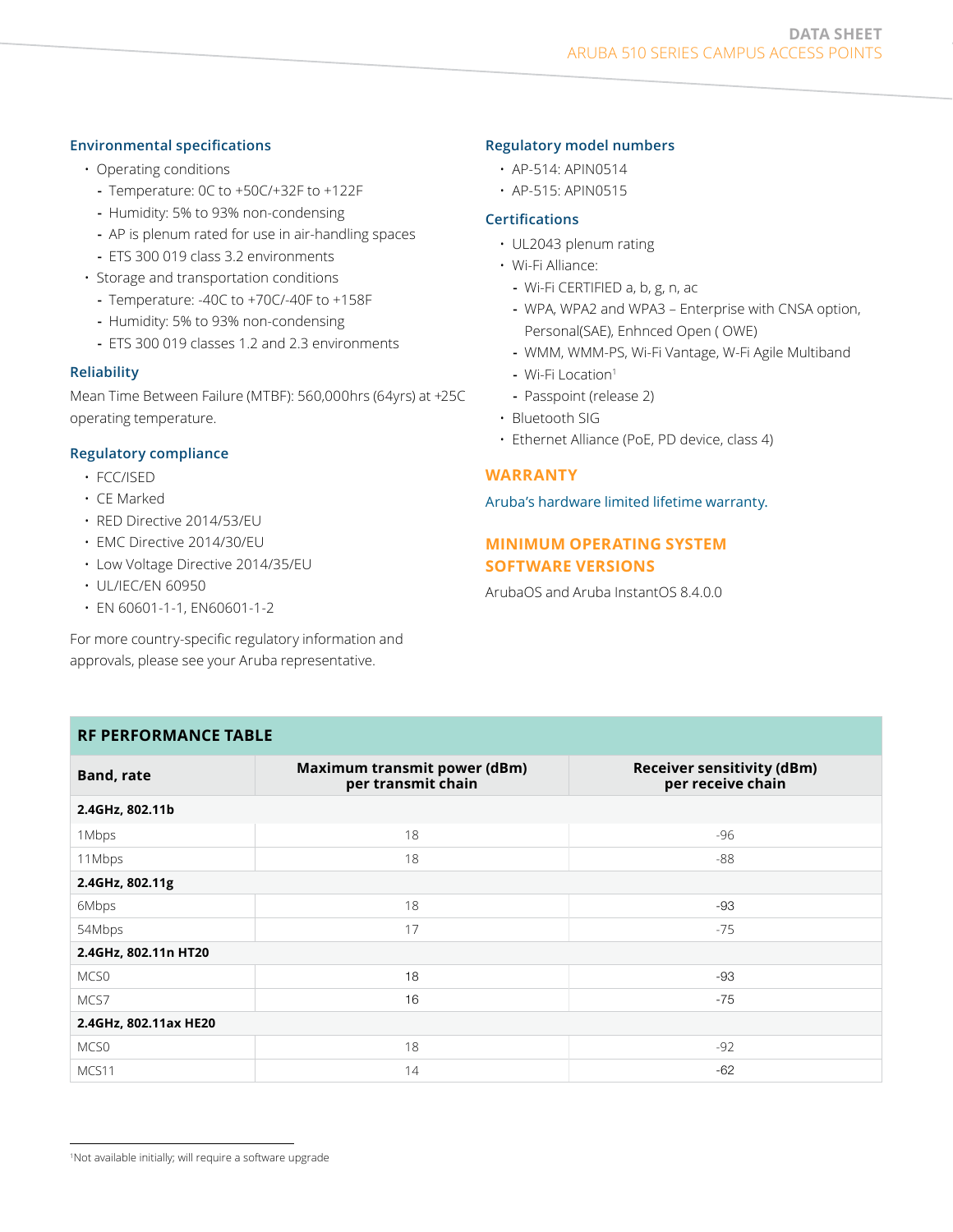### Environmental specifications

- Operating conditions
  - Temperature: 0C to +50C/+32F to +122F
  - Humidity: 5% to 93% non-condensing
  - AP is plenum rated for use in air-handling spaces
  - ETS 300 019 class 3.2 environments
- Storage and transportation conditions
  - Temperature: -40C to +70C/-40F to +158F
  - Humidity: 5% to 93% non-condensing
  - ETS 300 019 classes 1.2 and 2.3 environments

### Reliability

Mean Time Between Failure (MTBF): 560,000hrs (64yrs) at +25C operating temperature.

### Regulatory compliance

- FCC/ISED
- CE Marked
- RED Directive 2014/53/EU
- EMC Directive 2014/30/EU
- Low Voltage Directive 2014/35/EU
- UL/IEC/EN 60950
- EN 60601-1-1, EN60601-1-2

For more country-specific regulatory information and approvals, please see your Aruba representative.

### Regulatory model numbers

- AP-514: APIN0514
- AP-515: APIN0515

### Certifications

- UL2043 plenum rating
- Wi-Fi Alliance:
  - Wi-Fi CERTIFIED a, b, g, n, ac
  - WPA, WPA2 and WPA3 – Enterprise with CNSA option, Personal(SAE), Enhnced Open ( OWE)
  - WMM, WMM-PS, Wi-Fi Vantage, W-Fi Agile Multiband
  - Wi-Fi Location[1]
  - Passpoint (release 2)
- Bluetooth SIG
- Ethernet Alliance (PoE, PD device, class 4)

## WARRANTY

Aruba's hardware limited lifetime warranty.

## MINIMUM OPERATING SYSTEM SOFTWARE VERSIONS

ArubaOS and Aruba InstantOS 8.4.0.0

### RF PERFORMANCE TABLE

| Band, rate | Maximum transmit power (dBm) per transmit chain | Receiver sensitivity (dBm) per receive chain |
|---|---|---|
| **2.4GHz, 802.11b** | | |
| 1Mbps | 18 | -96 |
| 11Mbps | 18 | -88 |
| **2.4GHz, 802.11g** | | |
| 6Mbps | 18 | -93 |
| 54Mbps | 17 | -75 |
| **2.4GHz, 802.11n HT20** | | |
| MCS0 | 18 | -93 |
| MCS7 | 16 | -75 |
| **2.4GHz, 802.11ax HE20** | | |
| MCS0 | 18 | -92 |
| MCS11 | 14 | -62 |

[1] Not available initially; will require a software upgrade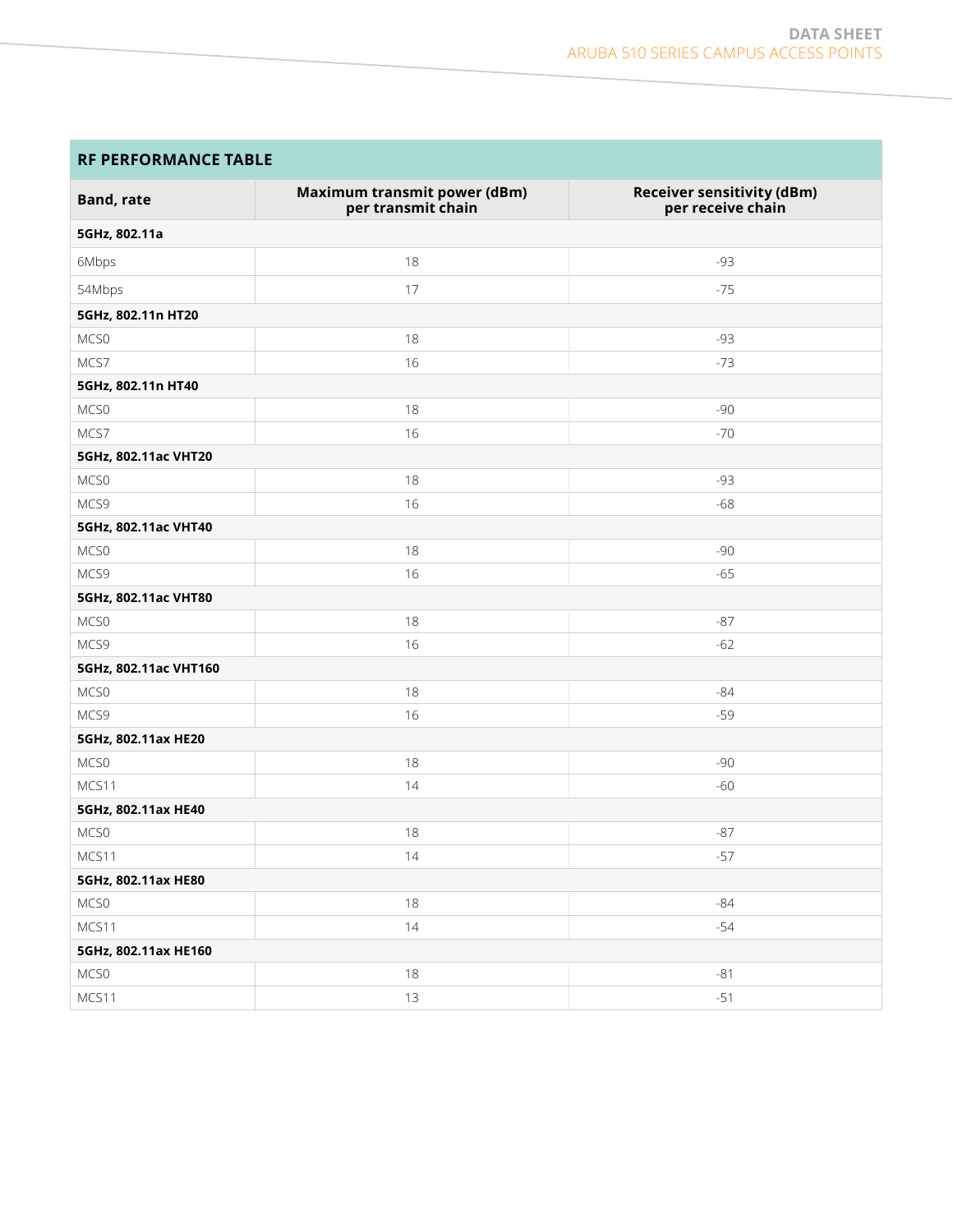## RF PERFORMANCE TABLE

| Band, rate | Maximum transmit power (dBm) per transmit chain | Receiver sensitivity (dBm) per receive chain |
|---|---|---|
| **5GHz, 802.11a** | | |
| 6Mbps | 18 | -93 |
| 54Mbps | 17 | -75 |
| **5GHz, 802.11n HT20** | | |
| MCS0 | 18 | -93 |
| MCS7 | 16 | -73 |
| **5GHz, 802.11n HT40** | | |
| MCS0 | 18 | -90 |
| MCS7 | 16 | -70 |
| **5GHz, 802.11ac VHT20** | | |
| MCS0 | 18 | -93 |
| MCS9 | 16 | -68 |
| **5GHz, 802.11ac VHT40** | | |
| MCS0 | 18 | -90 |
| MCS9 | 16 | -65 |
| **5GHz, 802.11ac VHT80** | | |
| MCS0 | 18 | -87 |
| MCS9 | 16 | -62 |
| **5GHz, 802.11ac VHT160** | | |
| MCS0 | 18 | -84 |
| MCS9 | 16 | -59 |
| **5GHz, 802.11ax HE20** | | |
| MCS0 | 18 | -90 |
| MCS11 | 14 | -60 |
| **5GHz, 802.11ax HE40** | | |
| MCS0 | 18 | -87 |
| MCS11 | 14 | -57 |
| **5GHz, 802.11ax HE80** | | |
| MCS0 | 18 | -84 |
| MCS11 | 14 | -54 |
| **5GHz, 802.11ax HE160** | | |
| MCS0 | 18 | -81 |
| MCS11 | 13 | -51 |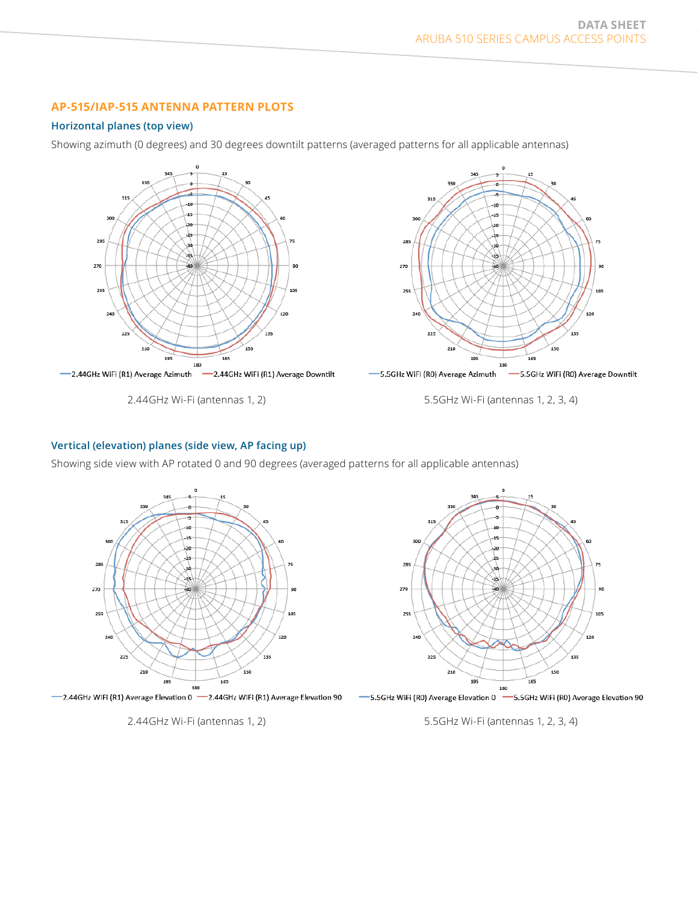## AP-515/IAP-515 ANTENNA PATTERN PLOTS

### Horizontal planes (top view)

Showing azimuth (0 degrees) and 30 degrees downtilt patterns (averaged patterns for all applicable antennas)

2.44GHz WiFi (R1) Average Azimuth
2.44GHz WiFi (R1) Average Downtilt

2.44GHz Wi-Fi (antennas 1, 2)

5.5GHz WiFi (R0) Average Azimuth
5.5GHz WiFi (R0) Average Downtilt

5.5GHz Wi-Fi (antennas 1, 2, 3, 4)

### Vertical (elevation) planes (side view, AP facing up)

Showing side view with AP rotated 0 and 90 degrees (averaged patterns for all applicable antennas)

2.44GHz WIFI (R1) Average Elevation 0
2.44GHz WIFI (R1) Average Elevation 90

2.44GHz Wi-Fi (antennas 1, 2)

5.5GHz WiFi (R0) Average Elevation 0
5.5GHz WiFi (R0) Average Elevation 90

5.5GHz Wi-Fi (antennas 1, 2, 3, 4)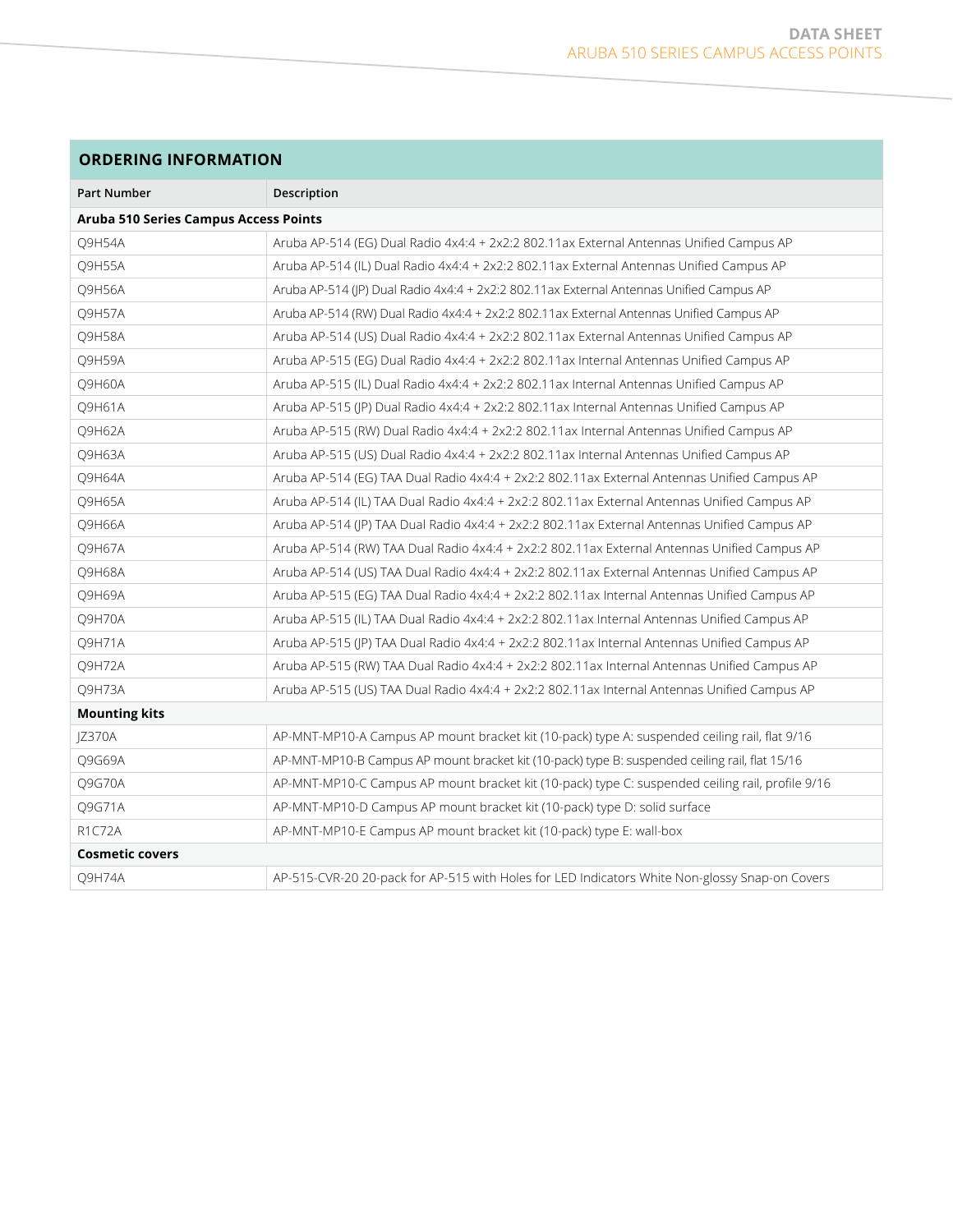## ORDERING INFORMATION

| Part Number | Description |
|---|---|
| **Aruba 510 Series Campus Access Points** | |
| Q9H54A | Aruba AP-514 (EG) Dual Radio 4x4:4 + 2x2:2 802.11ax External Antennas Unified Campus AP |
| Q9H55A | Aruba AP-514 (IL) Dual Radio 4x4:4 + 2x2:2 802.11ax External Antennas Unified Campus AP |
| Q9H56A | Aruba AP-514 (JP) Dual Radio 4x4:4 + 2x2:2 802.11ax External Antennas Unified Campus AP |
| Q9H57A | Aruba AP-514 (RW) Dual Radio 4x4:4 + 2x2:2 802.11ax External Antennas Unified Campus AP |
| Q9H58A | Aruba AP-514 (US) Dual Radio 4x4:4 + 2x2:2 802.11ax External Antennas Unified Campus AP |
| Q9H59A | Aruba AP-515 (EG) Dual Radio 4x4:4 + 2x2:2 802.11ax Internal Antennas Unified Campus AP |
| Q9H60A | Aruba AP-515 (IL) Dual Radio 4x4:4 + 2x2:2 802.11ax Internal Antennas Unified Campus AP |
| Q9H61A | Aruba AP-515 (JP) Dual Radio 4x4:4 + 2x2:2 802.11ax Internal Antennas Unified Campus AP |
| Q9H62A | Aruba AP-515 (RW) Dual Radio 4x4:4 + 2x2:2 802.11ax Internal Antennas Unified Campus AP |
| Q9H63A | Aruba AP-515 (US) Dual Radio 4x4:4 + 2x2:2 802.11ax Internal Antennas Unified Campus AP |
| Q9H64A | Aruba AP-514 (EG) TAA Dual Radio 4x4:4 + 2x2:2 802.11ax External Antennas Unified Campus AP |
| Q9H65A | Aruba AP-514 (IL) TAA Dual Radio 4x4:4 + 2x2:2 802.11ax External Antennas Unified Campus AP |
| Q9H66A | Aruba AP-514 (JP) TAA Dual Radio 4x4:4 + 2x2:2 802.11ax External Antennas Unified Campus AP |
| Q9H67A | Aruba AP-514 (RW) TAA Dual Radio 4x4:4 + 2x2:2 802.11ax External Antennas Unified Campus AP |
| Q9H68A | Aruba AP-514 (US) TAA Dual Radio 4x4:4 + 2x2:2 802.11ax External Antennas Unified Campus AP |
| Q9H69A | Aruba AP-515 (EG) TAA Dual Radio 4x4:4 + 2x2:2 802.11ax Internal Antennas Unified Campus AP |
| Q9H70A | Aruba AP-515 (IL) TAA Dual Radio 4x4:4 + 2x2:2 802.11ax Internal Antennas Unified Campus AP |
| Q9H71A | Aruba AP-515 (JP) TAA Dual Radio 4x4:4 + 2x2:2 802.11ax Internal Antennas Unified Campus AP |
| Q9H72A | Aruba AP-515 (RW) TAA Dual Radio 4x4:4 + 2x2:2 802.11ax Internal Antennas Unified Campus AP |
| Q9H73A | Aruba AP-515 (US) TAA Dual Radio 4x4:4 + 2x2:2 802.11ax Internal Antennas Unified Campus AP |
| **Mounting kits** | |
| JZ370A | AP-MNT-MP10-A Campus AP mount bracket kit (10-pack) type A: suspended ceiling rail, flat 9/16 |
| Q9G69A | AP-MNT-MP10-B Campus AP mount bracket kit (10-pack) type B: suspended ceiling rail, flat 15/16 |
| Q9G70A | AP-MNT-MP10-C Campus AP mount bracket kit (10-pack) type C: suspended ceiling rail, profile 9/16 |
| Q9G71A | AP-MNT-MP10-D Campus AP mount bracket kit (10-pack) type D: solid surface |
| R1C72A | AP-MNT-MP10-E Campus AP mount bracket kit (10-pack) type E: wall-box |
| **Cosmetic covers** | |
| Q9H74A | AP-515-CVR-20 20-pack for AP-515 with Holes for LED Indicators White Non-glossy Snap-on Covers |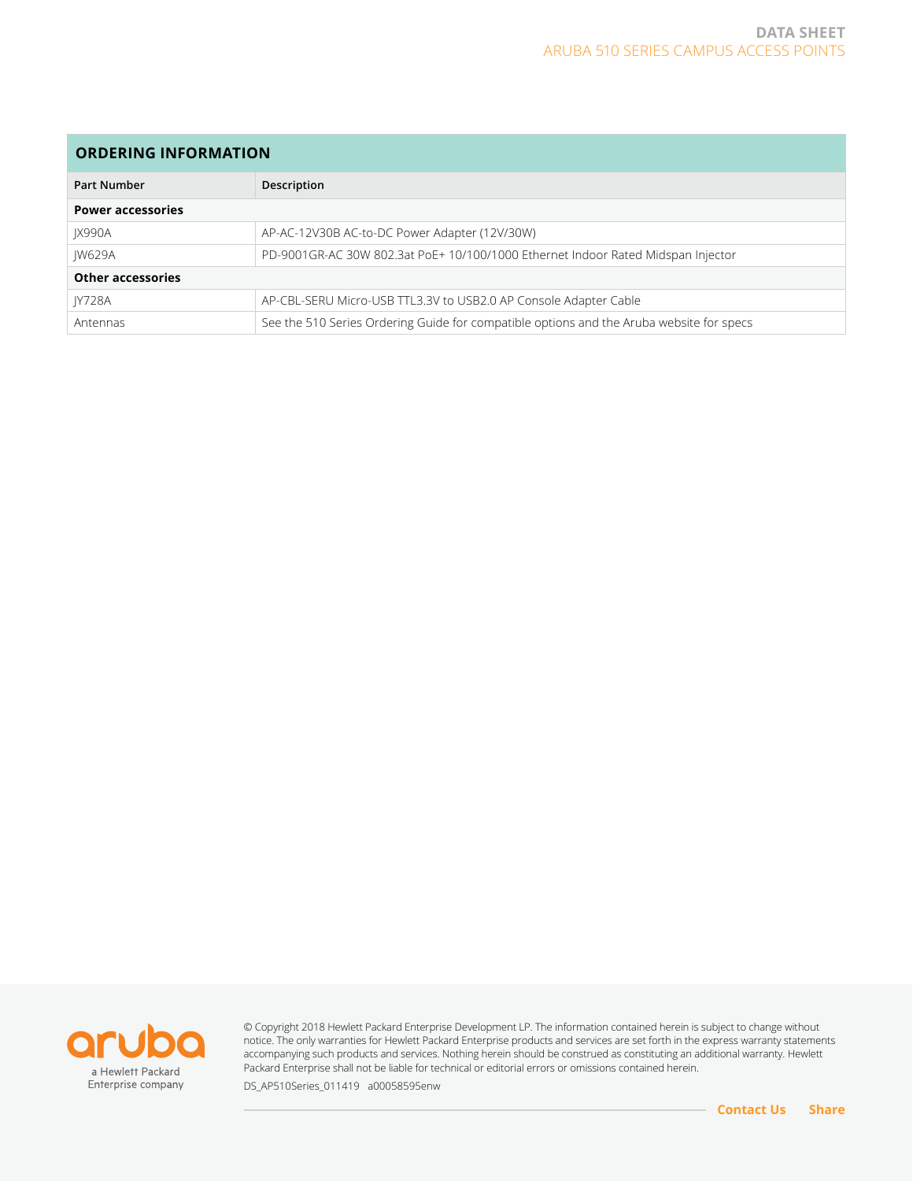## ORDERING INFORMATION

| Part Number | Description |
|---|---|
| **Power accessories** | |
| JX990A | AP-AC-12V30B AC-to-DC Power Adapter (12V/30W) |
| JW629A | PD-9001GR-AC 30W 802.3at PoE+ 10/100/1000 Ethernet Indoor Rated Midspan Injector |
| **Other accessories** | |
| JY728A | AP-CBL-SERU Micro-USB TTL3.3V to USB2.0 AP Console Adapter Cable |
| Antennas | See the 510 Series Ordering Guide for compatible options and the Aruba website for specs |

aruba
a Hewlett Packard Enterprise company

© Copyright 2018 Hewlett Packard Enterprise Development LP. The information contained herein is subject to change without notice. The only warranties for Hewlett Packard Enterprise products and services are set forth in the express warranty statements accompanying such products and services. Nothing herein should be construed as constituting an additional warranty. Hewlett Packard Enterprise shall not be liable for technical or editorial errors or omissions contained herein.

DS_AP510Series_011419 a00058595enw

**Contact Us** **Share**